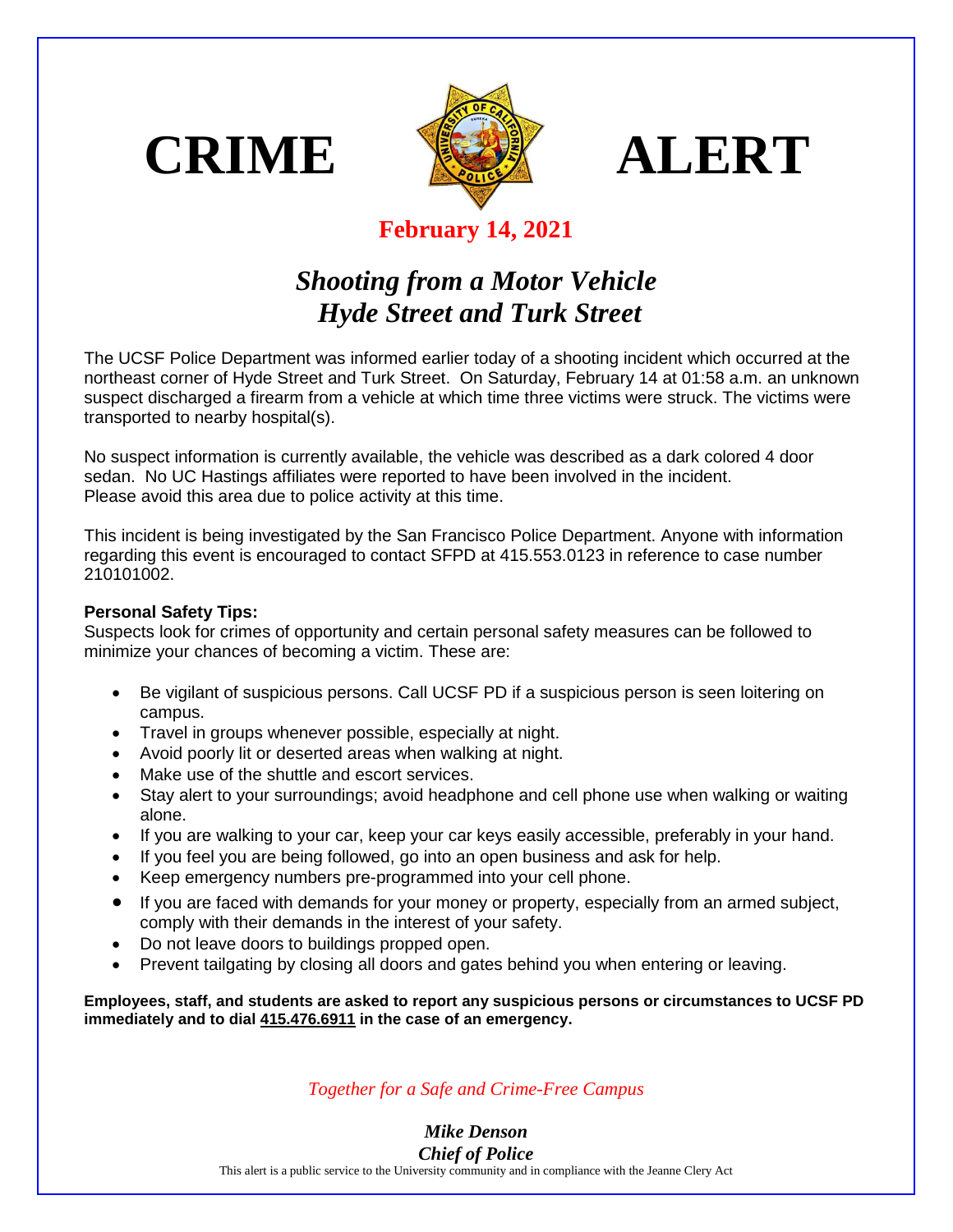# CRIME ALERT

**February 14, 2021**

## *Shooting from a Motor Vehicle*
## *Hyde Street and Turk Street*

The UCSF Police Department was informed earlier today of a shooting incident which occurred at the northeast corner of Hyde Street and Turk Street. On Saturday, February 14 at 01:58 a.m. an unknown suspect discharged a firearm from a vehicle at which time three victims were struck. The victims were transported to nearby hospital(s).

No suspect information is currently available, the vehicle was described as a dark colored 4 door sedan. No UC Hastings affiliates were reported to have been involved in the incident. Please avoid this area due to police activity at this time.

This incident is being investigated by the San Francisco Police Department. Anyone with information regarding this event is encouraged to contact SFPD at 415.553.0123 in reference to case number 210101002.

**Personal Safety Tips:**
Suspects look for crimes of opportunity and certain personal safety measures can be followed to minimize your chances of becoming a victim. These are:

- Be vigilant of suspicious persons. Call UCSF PD if a suspicious person is seen loitering on campus.
- Travel in groups whenever possible, especially at night.
- Avoid poorly lit or deserted areas when walking at night.
- Make use of the shuttle and escort services.
- Stay alert to your surroundings; avoid headphone and cell phone use when walking or waiting alone.
- If you are walking to your car, keep your car keys easily accessible, preferably in your hand.
- If you feel you are being followed, go into an open business and ask for help.
- Keep emergency numbers pre-programmed into your cell phone.
- If you are faced with demands for your money or property, especially from an armed subject, comply with their demands in the interest of your safety.
- Do not leave doors to buildings propped open.
- Prevent tailgating by closing all doors and gates behind you when entering or leaving.

**Employees, staff, and students are asked to report any suspicious persons or circumstances to UCSF PD immediately and to dial 415.476.6911 in the case of an emergency.**

*Together for a Safe and Crime-Free Campus*

***Mike Denson***
***Chief of Police***

This alert is a public service to the University community and in compliance with the Jeanne Clery Act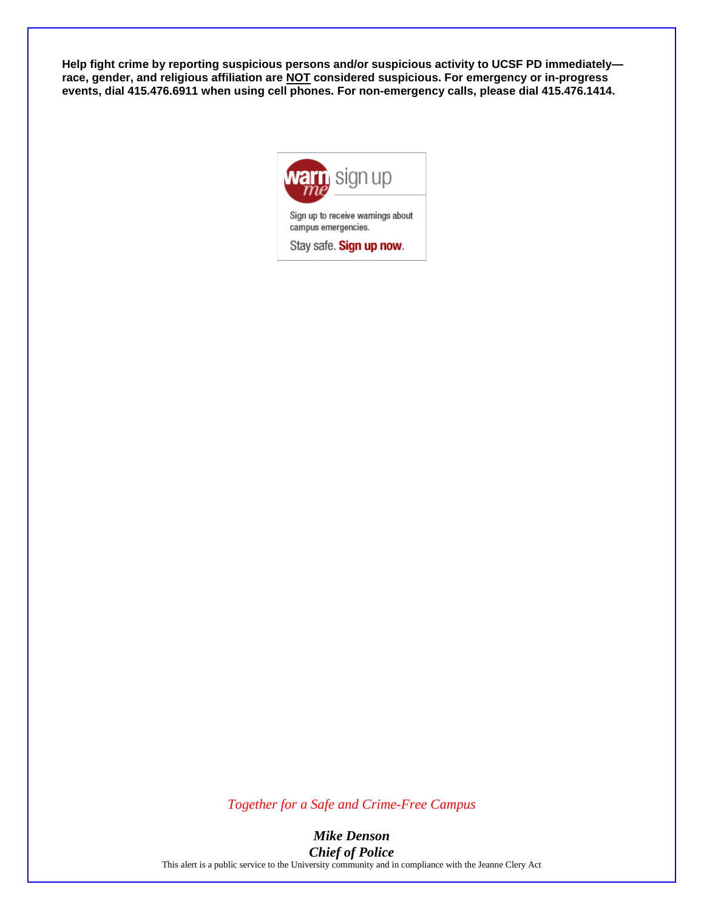**Help fight crime by reporting suspicious persons and/or suspicious activity to UCSF PD immediately—race, gender, and religious affiliation are NOT considered suspicious. For emergency or in-progress events, dial 415.476.6911 when using cell phones. For non-emergency calls, please dial 415.476.1414.**

warn me sign up

Sign up to receive warnings about campus emergencies.

Stay safe. **Sign up now**.

*Together for a Safe and Crime-Free Campus*

***Mike Denson***
***Chief of Police***

This alert is a public service to the University community and in compliance with the Jeanne Clery Act